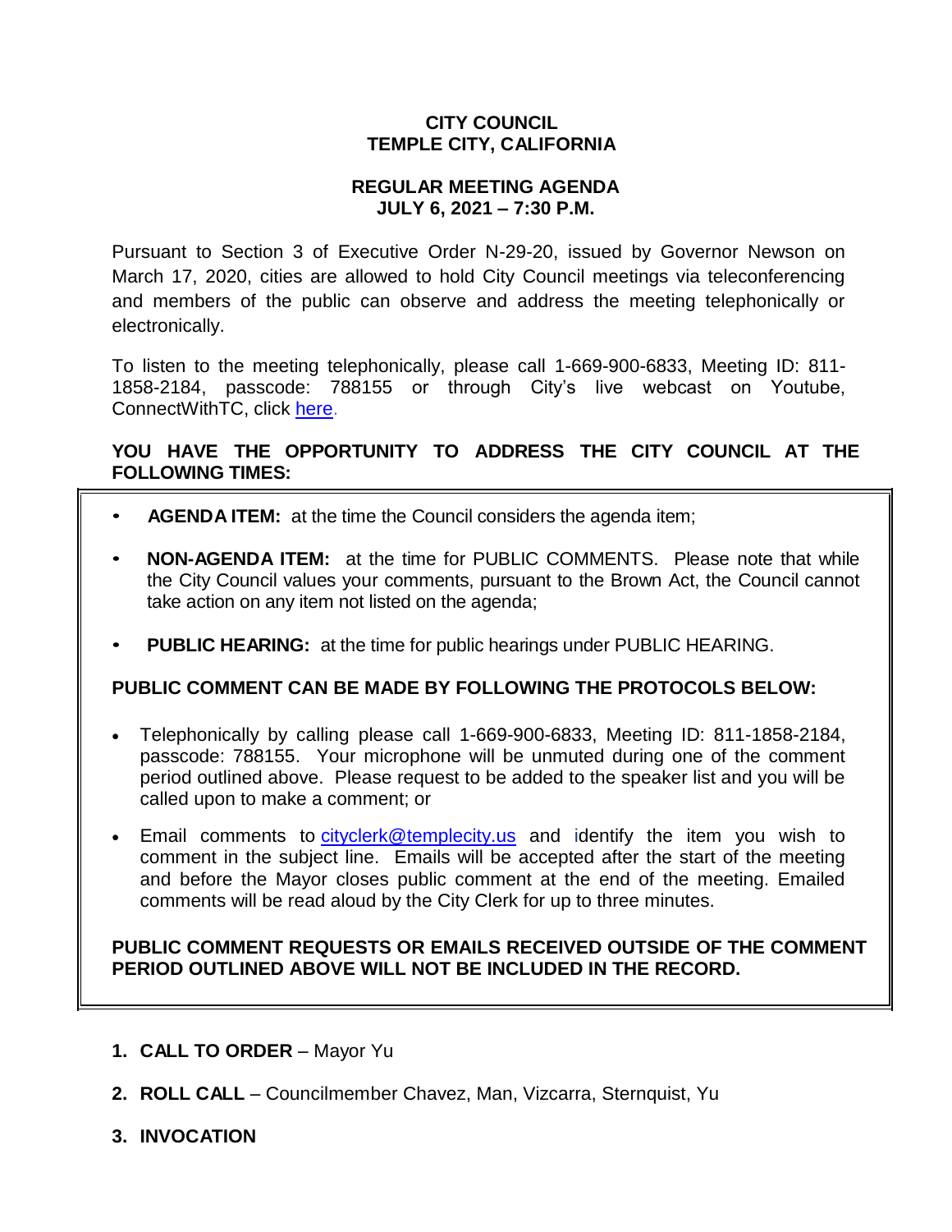# CITY COUNCIL
# TEMPLE CITY, CALIFORNIA

## REGULAR MEETING AGENDA
## JULY 6, 2021 – 7:30 P.M.

Pursuant to Section 3 of Executive Order N-29-20, issued by Governor Newson on March 17, 2020, cities are allowed to hold City Council meetings via teleconferencing and members of the public can observe and address the meeting telephonically or electronically.

To listen to the meeting telephonically, please call 1-669-900-6833, Meeting ID: 811-1858-2184, passcode: 788155 or through City's live webcast on Youtube, ConnectWithTC, click here.

**YOU HAVE THE OPPORTUNITY TO ADDRESS THE CITY COUNCIL AT THE FOLLOWING TIMES:**

- **AGENDA ITEM:** at the time the Council considers the agenda item;
- **NON-AGENDA ITEM:** at the time for PUBLIC COMMENTS. Please note that while the City Council values your comments, pursuant to the Brown Act, the Council cannot take action on any item not listed on the agenda;
- **PUBLIC HEARING:** at the time for public hearings under PUBLIC HEARING.

**PUBLIC COMMENT CAN BE MADE BY FOLLOWING THE PROTOCOLS BELOW:**

- Telephonically by calling please call 1-669-900-6833, Meeting ID: 811-1858-2184, passcode: 788155. Your microphone will be unmuted during one of the comment period outlined above. Please request to be added to the speaker list and you will be called upon to make a comment; or
- Email comments to cityclerk@templecity.us and identify the item you wish to comment in the subject line. Emails will be accepted after the start of the meeting and before the Mayor closes public comment at the end of the meeting. Emailed comments will be read aloud by the City Clerk for up to three minutes.

**PUBLIC COMMENT REQUESTS OR EMAILS RECEIVED OUTSIDE OF THE COMMENT PERIOD OUTLINED ABOVE WILL NOT BE INCLUDED IN THE RECORD.**

1. **CALL TO ORDER** – Mayor Yu
2. **ROLL CALL** – Councilmember Chavez, Man, Vizcarra, Sternquist, Yu
3. **INVOCATION**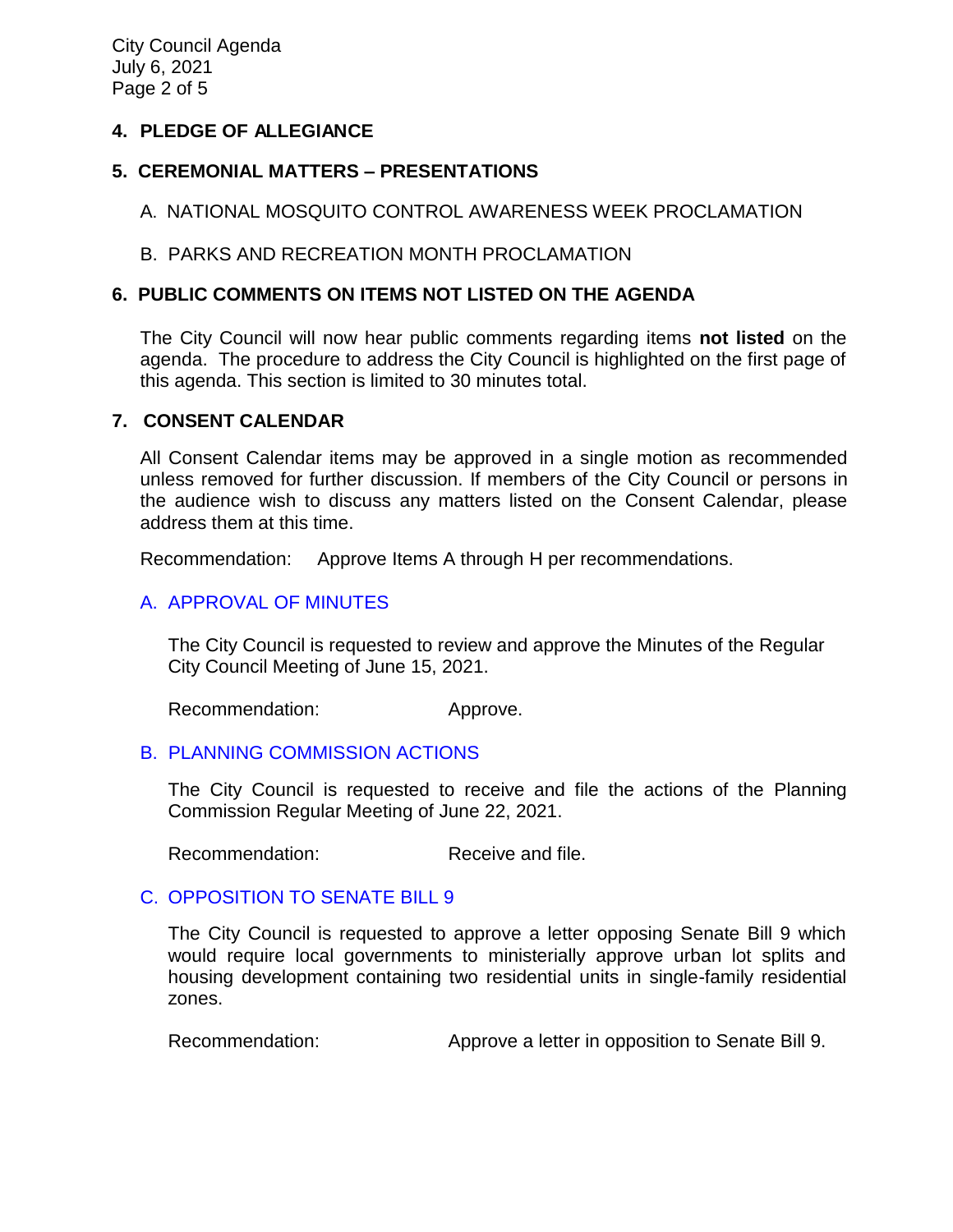## 4. PLEDGE OF ALLEGIANCE

## 5. CEREMONIAL MATTERS – PRESENTATIONS

A. NATIONAL MOSQUITO CONTROL AWARENESS WEEK PROCLAMATION

B. PARKS AND RECREATION MONTH PROCLAMATION

## 6. PUBLIC COMMENTS ON ITEMS NOT LISTED ON THE AGENDA

The City Council will now hear public comments regarding items **not listed** on the agenda. The procedure to address the City Council is highlighted on the first page of this agenda. This section is limited to 30 minutes total.

## 7. CONSENT CALENDAR

All Consent Calendar items may be approved in a single motion as recommended unless removed for further discussion. If members of the City Council or persons in the audience wish to discuss any matters listed on the Consent Calendar, please address them at this time.

Recommendation: Approve Items A through H per recommendations.

### A. APPROVAL OF MINUTES

The City Council is requested to review and approve the Minutes of the Regular City Council Meeting of June 15, 2021.

Recommendation: Approve.

### B. PLANNING COMMISSION ACTIONS

The City Council is requested to receive and file the actions of the Planning Commission Regular Meeting of June 22, 2021.

Recommendation: Receive and file.

### C. OPPOSITION TO SENATE BILL 9

The City Council is requested to approve a letter opposing Senate Bill 9 which would require local governments to ministerially approve urban lot splits and housing development containing two residential units in single-family residential zones.

Recommendation: Approve a letter in opposition to Senate Bill 9.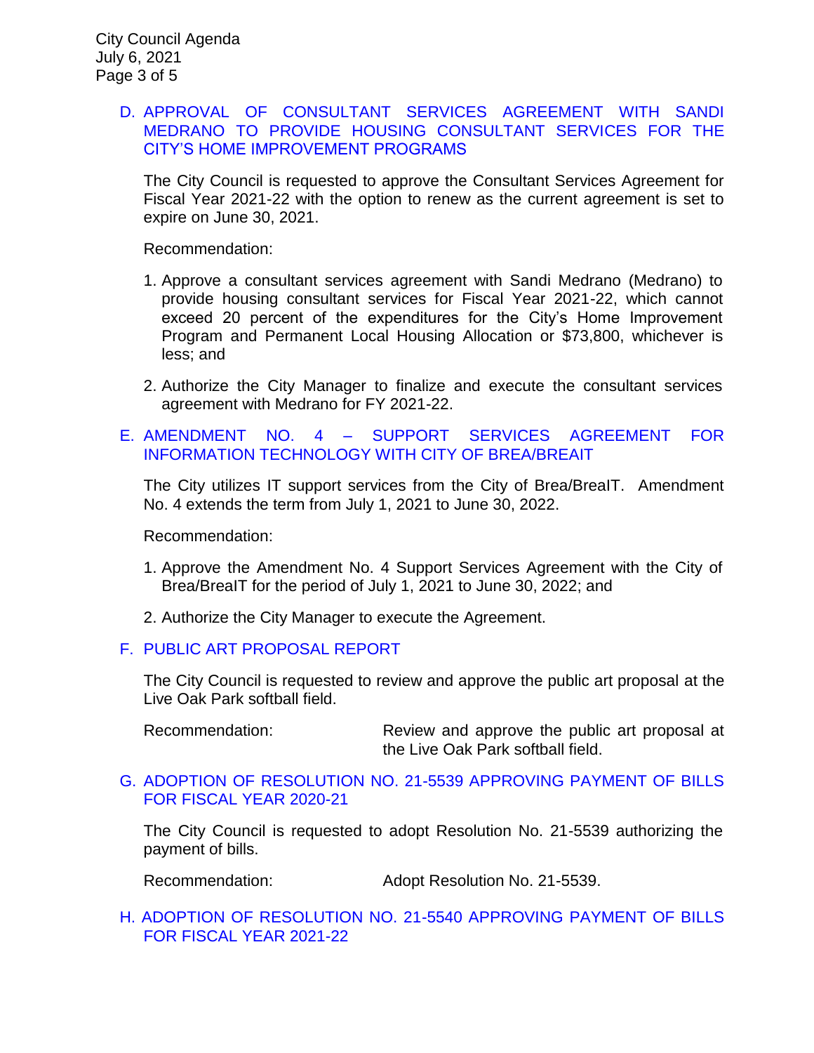D. APPROVAL OF CONSULTANT SERVICES AGREEMENT WITH SANDI MEDRANO TO PROVIDE HOUSING CONSULTANT SERVICES FOR THE CITY'S HOME IMPROVEMENT PROGRAMS

The City Council is requested to approve the Consultant Services Agreement for Fiscal Year 2021-22 with the option to renew as the current agreement is set to expire on June 30, 2021.

Recommendation:

1. Approve a consultant services agreement with Sandi Medrano (Medrano) to provide housing consultant services for Fiscal Year 2021-22, which cannot exceed 20 percent of the expenditures for the City's Home Improvement Program and Permanent Local Housing Allocation or $73,800, whichever is less; and

2. Authorize the City Manager to finalize and execute the consultant services agreement with Medrano for FY 2021-22.

E. AMENDMENT NO. 4 – SUPPORT SERVICES AGREEMENT FOR INFORMATION TECHNOLOGY WITH CITY OF BREA/BREAIT

The City utilizes IT support services from the City of Brea/BreaIT. Amendment No. 4 extends the term from July 1, 2021 to June 30, 2022.

Recommendation:

1. Approve the Amendment No. 4 Support Services Agreement with the City of Brea/BreaIT for the period of July 1, 2021 to June 30, 2022; and

2. Authorize the City Manager to execute the Agreement.

F. PUBLIC ART PROPOSAL REPORT

The City Council is requested to review and approve the public art proposal at the Live Oak Park softball field.

Recommendation: Review and approve the public art proposal at the Live Oak Park softball field.

G. ADOPTION OF RESOLUTION NO. 21-5539 APPROVING PAYMENT OF BILLS FOR FISCAL YEAR 2020-21

The City Council is requested to adopt Resolution No. 21-5539 authorizing the payment of bills.

Recommendation: Adopt Resolution No. 21-5539.

H. ADOPTION OF RESOLUTION NO. 21-5540 APPROVING PAYMENT OF BILLS FOR FISCAL YEAR 2021-22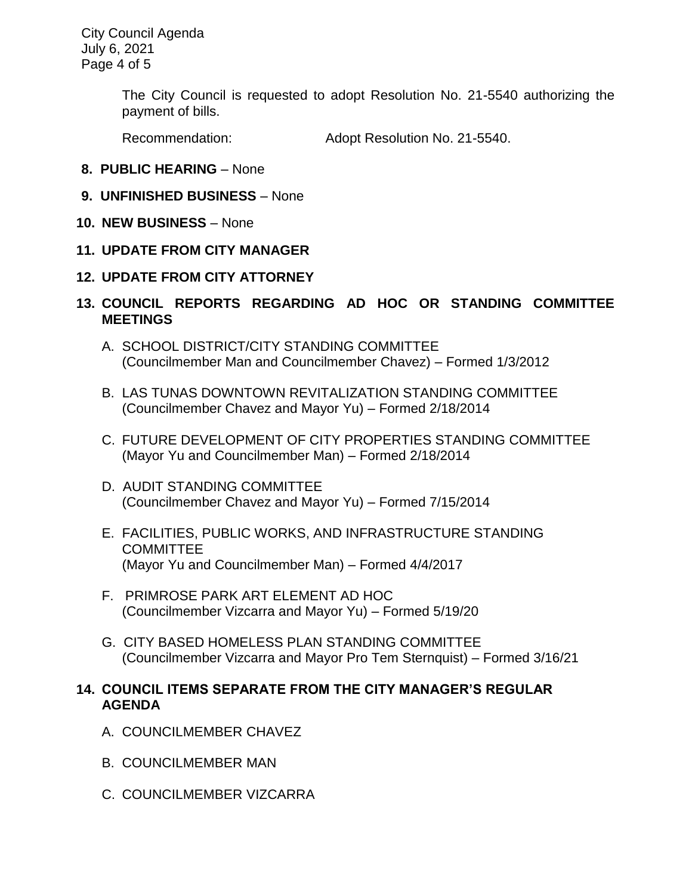The City Council is requested to adopt Resolution No. 21-5540 authorizing the payment of bills.

Recommendation: Adopt Resolution No. 21-5540.

**8. PUBLIC HEARING** – None

**9. UNFINISHED BUSINESS** – None

**10. NEW BUSINESS** – None

**11. UPDATE FROM CITY MANAGER**

**12. UPDATE FROM CITY ATTORNEY**

**13. COUNCIL REPORTS REGARDING AD HOC OR STANDING COMMITTEE MEETINGS**

A. SCHOOL DISTRICT/CITY STANDING COMMITTEE
(Councilmember Man and Councilmember Chavez) – Formed 1/3/2012

B. LAS TUNAS DOWNTOWN REVITALIZATION STANDING COMMITTEE
(Councilmember Chavez and Mayor Yu) – Formed 2/18/2014

C. FUTURE DEVELOPMENT OF CITY PROPERTIES STANDING COMMITTEE
(Mayor Yu and Councilmember Man) – Formed 2/18/2014

D. AUDIT STANDING COMMITTEE
(Councilmember Chavez and Mayor Yu) – Formed 7/15/2014

E. FACILITIES, PUBLIC WORKS, AND INFRASTRUCTURE STANDING COMMITTEE
(Mayor Yu and Councilmember Man) – Formed 4/4/2017

F. PRIMROSE PARK ART ELEMENT AD HOC
(Councilmember Vizcarra and Mayor Yu) – Formed 5/19/20

G. CITY BASED HOMELESS PLAN STANDING COMMITTEE
(Councilmember Vizcarra and Mayor Pro Tem Sternquist) – Formed 3/16/21

**14. COUNCIL ITEMS SEPARATE FROM THE CITY MANAGER'S REGULAR AGENDA**

A. COUNCILMEMBER CHAVEZ

B. COUNCILMEMBER MAN

C. COUNCILMEMBER VIZCARRA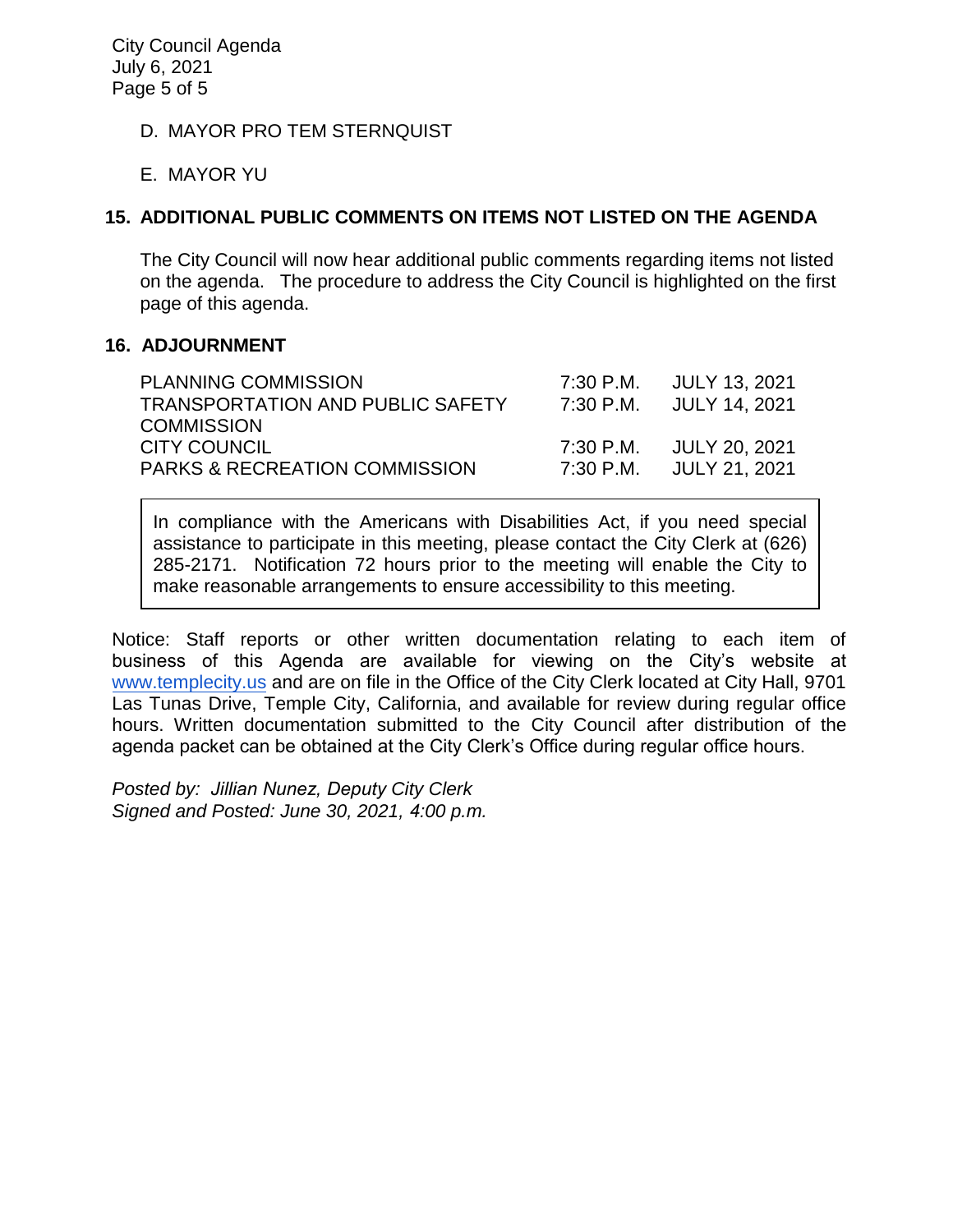D. MAYOR PRO TEM STERNQUIST

E. MAYOR YU

## 15. ADDITIONAL PUBLIC COMMENTS ON ITEMS NOT LISTED ON THE AGENDA

The City Council will now hear additional public comments regarding items not listed on the agenda. The procedure to address the City Council is highlighted on the first page of this agenda.

## 16. ADJOURNMENT

| | | |
|---|---|---|
| PLANNING COMMISSION | 7:30 P.M. | JULY 13, 2021 |
| TRANSPORTATION AND PUBLIC SAFETY COMMISSION | 7:30 P.M. | JULY 14, 2021 |
| CITY COUNCIL | 7:30 P.M. | JULY 20, 2021 |
| PARKS & RECREATION COMMISSION | 7:30 P.M. | JULY 21, 2021 |

In compliance with the Americans with Disabilities Act, if you need special assistance to participate in this meeting, please contact the City Clerk at (626) 285-2171. Notification 72 hours prior to the meeting will enable the City to make reasonable arrangements to ensure accessibility to this meeting.

Notice: Staff reports or other written documentation relating to each item of business of this Agenda are available for viewing on the City's website at www.templecity.us and are on file in the Office of the City Clerk located at City Hall, 9701 Las Tunas Drive, Temple City, California, and available for review during regular office hours. Written documentation submitted to the City Council after distribution of the agenda packet can be obtained at the City Clerk's Office during regular office hours.

*Posted by: Jillian Nunez, Deputy City Clerk*
*Signed and Posted: June 30, 2021, 4:00 p.m.*